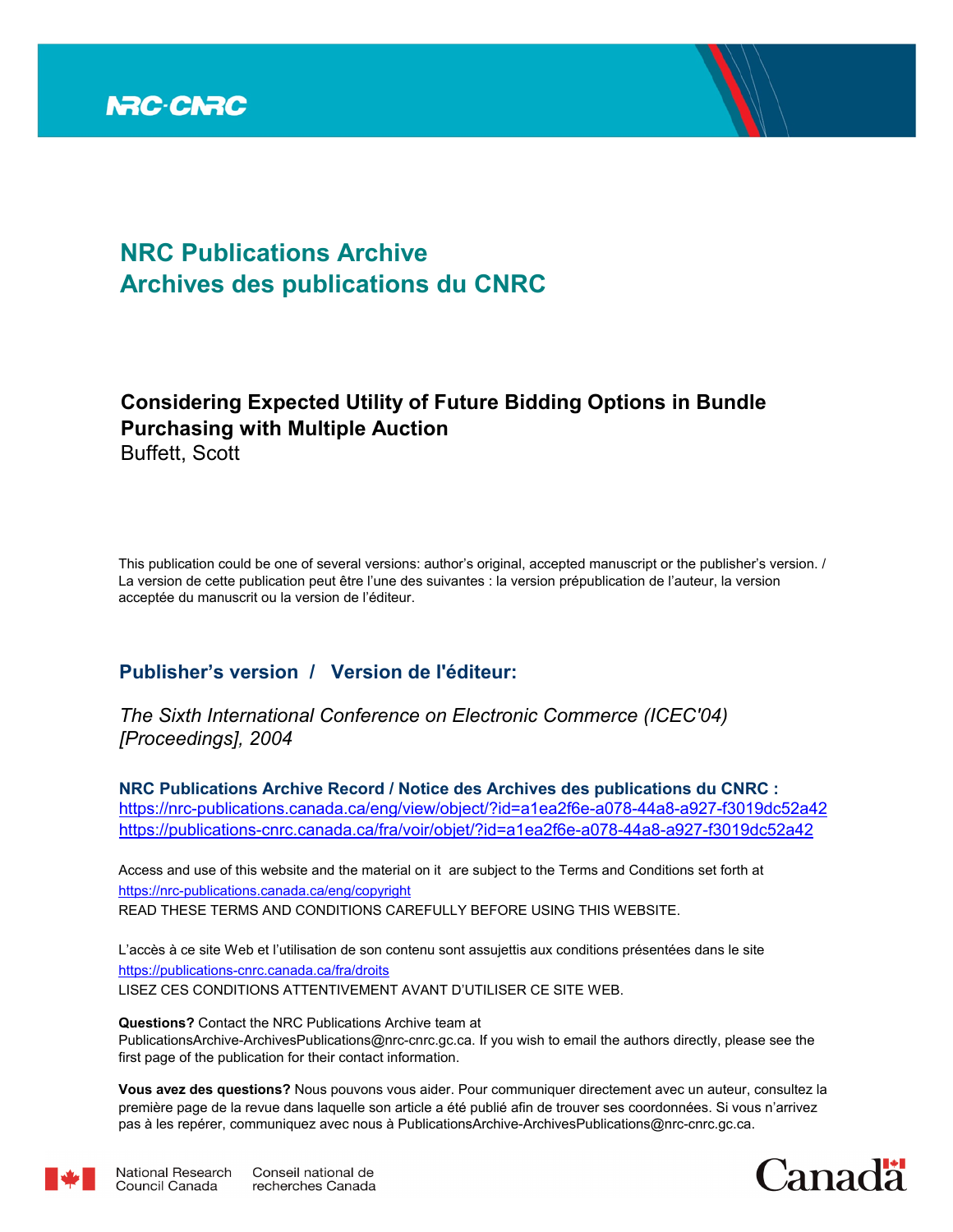NRC·CNRC

# NRC Publications Archive
# Archives des publications du CNRC

## Considering Expected Utility of Future Bidding Options in Bundle Purchasing with Multiple Auction

Buffett, Scott

This publication could be one of several versions: author's original, accepted manuscript or the publisher's version. / La version de cette publication peut être l'une des suivantes : la version prépublication de l'auteur, la version acceptée du manuscrit ou la version de l'éditeur.

### Publisher's version / Version de l'éditeur:

*The Sixth International Conference on Electronic Commerce (ICEC'04) [Proceedings], 2004*

**NRC Publications Archive Record / Notice des Archives des publications du CNRC :**
https://nrc-publications.canada.ca/eng/view/object/?id=a1ea2f6e-a078-44a8-a927-f3019dc52a42
https://publications-cnrc.canada.ca/fra/voir/objet/?id=a1ea2f6e-a078-44a8-a927-f3019dc52a42

Access and use of this website and the material on it are subject to the Terms and Conditions set forth at
https://nrc-publications.canada.ca/eng/copyright
READ THESE TERMS AND CONDITIONS CAREFULLY BEFORE USING THIS WEBSITE.

L'accès à ce site Web et l'utilisation de son contenu sont assujettis aux conditions présentées dans le site
https://publications-cnrc.canada.ca/fra/droits
LISEZ CES CONDITIONS ATTENTIVEMENT AVANT D'UTILISER CE SITE WEB.

**Questions?** Contact the NRC Publications Archive team at
PublicationsArchive-ArchivesPublications@nrc-cnrc.gc.ca. If you wish to email the authors directly, please see the first page of the publication for their contact information.

**Vous avez des questions?** Nous pouvons vous aider. Pour communiquer directement avec un auteur, consultez la première page de la revue dans laquelle son article a été publié afin de trouver ses coordonnées. Si vous n'arrivez pas à les repérer, communiquez avec nous à PublicationsArchive-ArchivesPublications@nrc-cnrc.gc.ca.

National Research Council Canada | Conseil national de recherches Canada

Canada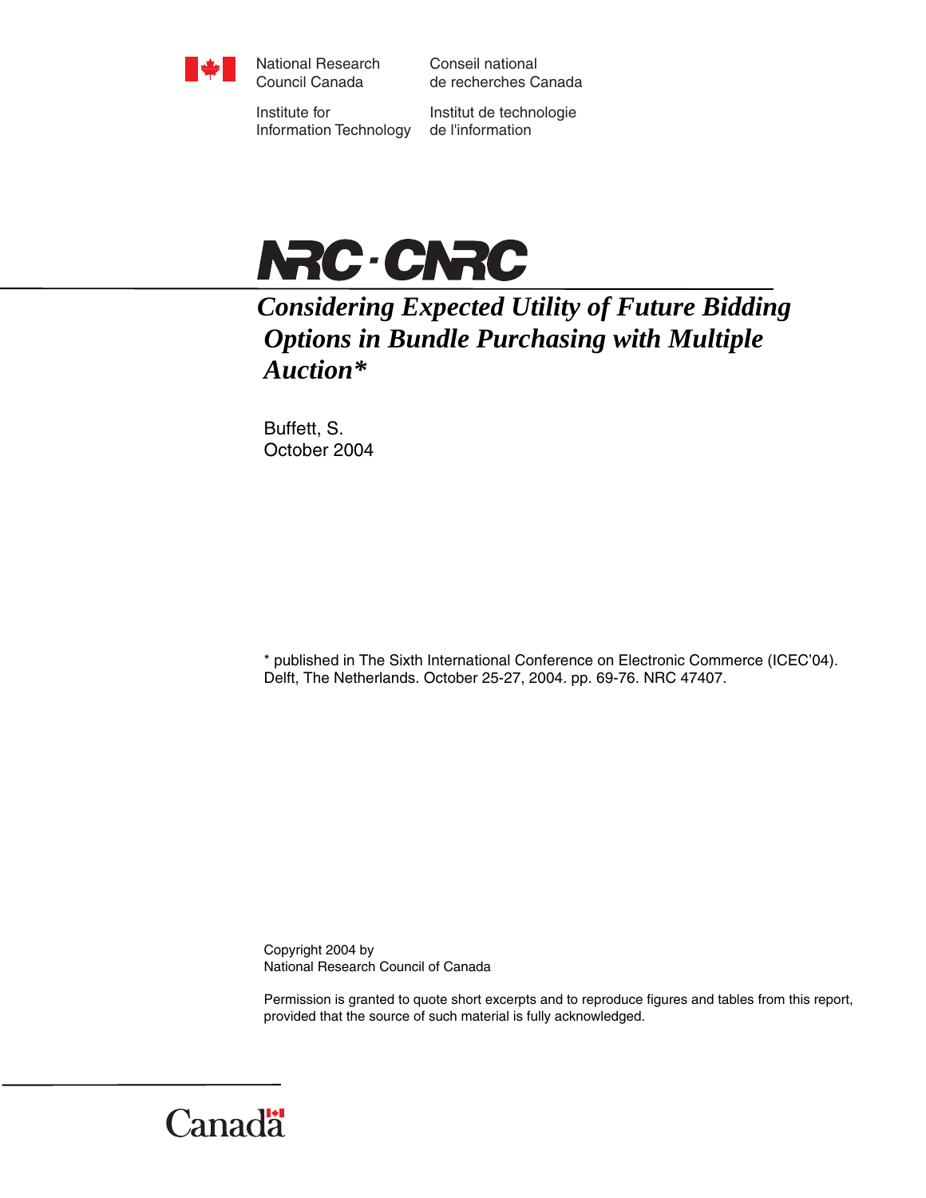National Research Council Canada

Conseil national de recherches Canada

Institute for Information Technology

Institut de technologie de l'information

NRC-CNRC

# *Considering Expected Utility of Future Bidding Options in Bundle Purchasing with Multiple Auction**

Buffett, S.
October 2004

* published in The Sixth International Conference on Electronic Commerce (ICEC'04). Delft, The Netherlands. October 25-27, 2004. pp. 69-76. NRC 47407.

Copyright 2004 by
National Research Council of Canada

Permission is granted to quote short excerpts and to reproduce figures and tables from this report, provided that the source of such material is fully acknowledged.

Canada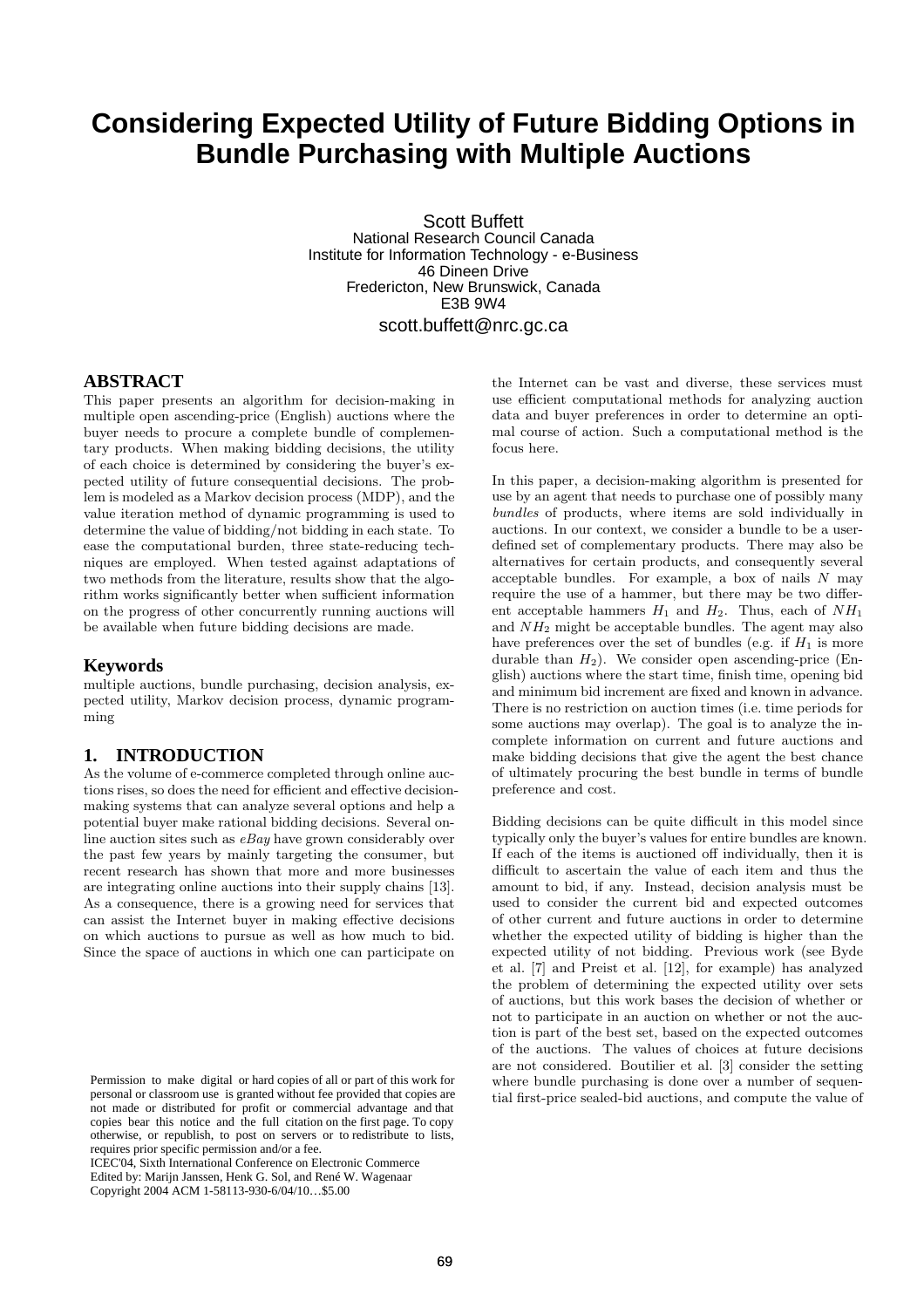# Considering Expected Utility of Future Bidding Options in Bundle Purchasing with Multiple Auctions

Scott Buffett
National Research Council Canada
Institute for Information Technology - e-Business
46 Dineen Drive
Fredericton, New Brunswick, Canada
E3B 9W4
scott.buffett@nrc.gc.ca

## ABSTRACT

This paper presents an algorithm for decision-making in multiple open ascending-price (English) auctions where the buyer needs to procure a complete bundle of complementary products. When making bidding decisions, the utility of each choice is determined by considering the buyer's expected utility of future consequential decisions. The problem is modeled as a Markov decision process (MDP), and the value iteration method of dynamic programming is used to determine the value of bidding/not bidding in each state. To ease the computational burden, three state-reducing techniques are employed. When tested against adaptations of two methods from the literature, results show that the algorithm works significantly better when sufficient information on the progress of other concurrently running auctions will be available when future bidding decisions are made.

## Keywords

multiple auctions, bundle purchasing, decision analysis, expected utility, Markov decision process, dynamic programming

## 1. INTRODUCTION

As the volume of e-commerce completed through online auctions rises, so does the need for efficient and effective decision-making systems that can analyze several options and help a potential buyer make rational bidding decisions. Several online auction sites such as *eBay* have grown considerably over the past few years by mainly targeting the consumer, but recent research has shown that more and more businesses are integrating online auctions into their supply chains [13]. As a consequence, there is a growing need for services that can assist the Internet buyer in making effective decisions on which auctions to pursue as well as how much to bid. Since the space of auctions in which one can participate on the Internet can be vast and diverse, these services must use efficient computational methods for analyzing auction data and buyer preferences in order to determine an optimal course of action. Such a computational method is the focus here.

In this paper, a decision-making algorithm is presented for use by an agent that needs to purchase one of possibly many *bundles* of products, where items are sold individually in auctions. In our context, we consider a bundle to be a user-defined set of complementary products. There may also be alternatives for certain products, and consequently several acceptable bundles. For example, a box of nails $N$ may require the use of a hammer, but there may be two different acceptable hammers $H_1$ and $H_2$. Thus, each of $NH_1$ and $NH_2$ might be acceptable bundles. The agent may also have preferences over the set of bundles (e.g. if $H_1$ is more durable than $H_2$). We consider open ascending-price (English) auctions where the start time, finish time, opening bid and minimum bid increment are fixed and known in advance. There is no restriction on auction times (i.e. time periods for some auctions may overlap). The goal is to analyze the incomplete information on current and future auctions and make bidding decisions that give the agent the best chance of ultimately procuring the best bundle in terms of bundle preference and cost.

Bidding decisions can be quite difficult in this model since typically only the buyer's values for entire bundles are known. If each of the items is auctioned off individually, then it is difficult to ascertain the value of each item and thus the amount to bid, if any. Instead, decision analysis must be used to consider the current bid and expected outcomes of other current and future auctions in order to determine whether the expected utility of bidding is higher than the expected utility of not bidding. Previous work (see Byde et al. [7] and Preist et al. [12], for example) has analyzed the problem of determining the expected utility over sets of auctions, but this work bases the decision of whether or not to participate in an auction on whether or not the auction is part of the best set, based on the expected outcomes of the auctions. The values of choices at future decisions are not considered. Boutilier et al. [3] consider the setting where bundle purchasing is done over a number of sequential first-price sealed-bid auctions, and compute the value of

Permission to make digital or hard copies of all or part of this work for personal or classroom use is granted without fee provided that copies are not made or distributed for profit or commercial advantage and that copies bear this notice and the full citation on the first page. To copy otherwise, or republish, to post on servers or to redistribute to lists, requires prior specific permission and/or a fee.
ICEC'04, Sixth International Conference on Electronic Commerce
Edited by: Marijn Janssen, Henk G. Sol, and René W. Wagenaar
Copyright 2004 ACM 1-58113-930-6/04/10…$5.00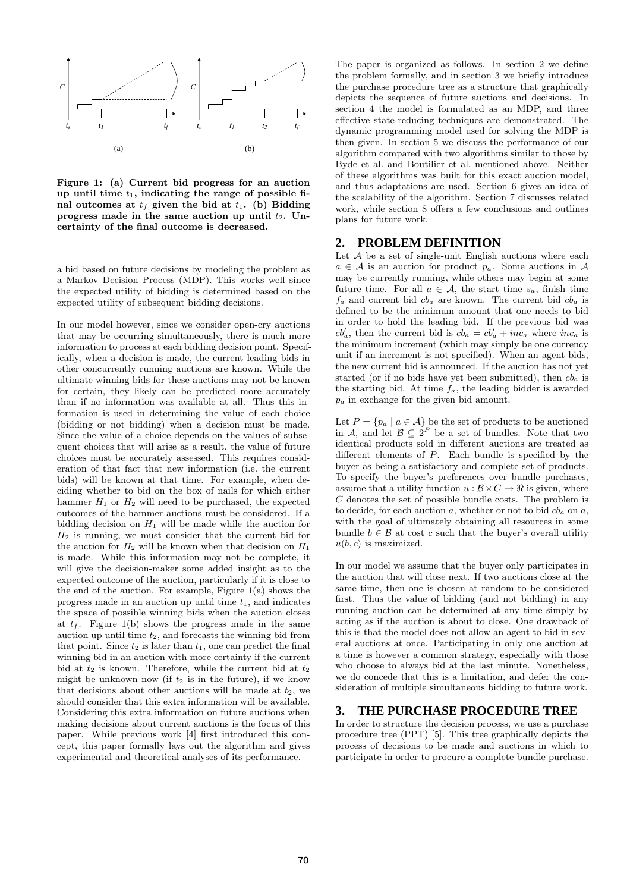Figure 1: (a) Current bid progress for an auction up until time $t_1$, indicating the range of possible final outcomes at $t_f$ given the bid at $t_1$. (b) Bidding progress made in the same auction up until $t_2$. Uncertainty of the final outcome is decreased.

a bid based on future decisions by modeling the problem as a Markov Decision Process (MDP). This works well since the expected utility of bidding is determined based on the expected utility of subsequent bidding decisions.

In our model however, since we consider open-cry auctions that may be occurring simultaneously, there is much more information to process at each bidding decision point. Specifically, when a decision is made, the current leading bids in other concurrently running auctions are known. While the ultimate winning bids for these auctions may not be known for certain, they likely can be predicted more accurately than if no information was available at all. Thus this information is used in determining the value of each choice (bidding or not bidding) when a decision must be made. Since the value of a choice depends on the values of subsequent choices that will arise as a result, the value of future choices must be accurately assessed. This requires consideration of that fact that new information (i.e. the current bids) will be known at that time. For example, when deciding whether to bid on the box of nails for which either hammer $H_1$ or $H_2$ will need to be purchased, the expected outcomes of the hammer auctions must be considered. If a bidding decision on $H_1$ will be made while the auction for $H_2$ is running, we must consider that the current bid for the auction for $H_2$ will be known when that decision on $H_1$ is made. While this information may not be complete, it will give the decision-maker some added insight as to the expected outcome of the auction, particularly if it is close to the end of the auction. For example, Figure 1(a) shows the progress made in an auction up until time $t_1$, and indicates the space of possible winning bids when the auction closes at $t_f$. Figure 1(b) shows the progress made in the same auction up until time $t_2$, and forecasts the winning bid from that point. Since $t_2$ is later than $t_1$, one can predict the final winning bid in an auction with more certainty if the current bid at $t_2$ is known. Therefore, while the current bid at $t_2$ might be unknown now (if $t_2$ is in the future), if we know that decisions about other auctions will be made at $t_2$, we should consider that this extra information will be available. Considering this extra information on future auctions when making decisions about current auctions is the focus of this paper. While previous work [4] first introduced this concept, this paper formally lays out the algorithm and gives experimental and theoretical analyses of its performance.

The paper is organized as follows. In section 2 we define the problem formally, and in section 3 we briefly introduce the purchase procedure tree as a structure that graphically depicts the sequence of future auctions and decisions. In section 4 the model is formulated as an MDP, and three effective state-reducing techniques are demonstrated. The dynamic programming model used for solving the MDP is then given. In section 5 we discuss the performance of our algorithm compared with two algorithms similar to those by Byde et al. and Boutilier et al. mentioned above. Neither of these algorithms was built for this exact auction model, and thus adaptations are used. Section 6 gives an idea of the scalability of the algorithm. Section 7 discusses related work, while section 8 offers a few conclusions and outlines plans for future work.

## 2. PROBLEM DEFINITION

Let $\mathcal{A}$ be a set of single-unit English auctions where each $a \in \mathcal{A}$ is an auction for product $p_a$. Some auctions in $\mathcal{A}$ may be currently running, while others may begin at some future time. For all $a \in \mathcal{A}$, the start time $s_a$, finish time $f_a$ and current bid $cb_a$ are known. The current bid $cb_a$ is defined to be the minimum amount that one needs to bid in order to hold the leading bid. If the previous bid was $cb'_a$, then the current bid is $cb_a = cb'_a + inc_a$ where $inc_a$ is the minimum increment (which may simply be one currency unit if an increment is not specified). When an agent bids, the new current bid is announced. If the auction has not yet started (or if no bids have yet been submitted), then $cb_a$ is the starting bid. At time $f_a$, the leading bidder is awarded $p_a$ in exchange for the given bid amount.

Let $P = \{p_a \mid a \in \mathcal{A}\}$ be the set of products to be auctioned in $\mathcal{A}$, and let $\mathcal{B} \subseteq 2^P$ be a set of bundles. Note that two identical products sold in different auctions are treated as different elements of $P$. Each bundle is specified by the buyer as being a satisfactory and complete set of products. To specify the buyer's preferences over bundle purchases, assume that a utility function $u : \mathcal{B} \times C \rightarrow \Re$ is given, where $C$ denotes the set of possible bundle costs. The problem is to decide, for each auction $a$, whether or not to bid $cb_a$ on $a$, with the goal of ultimately obtaining all resources in some bundle $b \in \mathcal{B}$ at cost $c$ such that the buyer's overall utility $u(b, c)$ is maximized.

In our model we assume that the buyer only participates in the auction that will close next. If two auctions close at the same time, then one is chosen at random to be considered first. Thus the value of bidding (and not bidding) in any running auction can be determined at any time simply by acting as if the auction is about to close. One drawback of this is that the model does not allow an agent to bid in several auctions at once. Participating in only one auction at a time is however a common strategy, especially with those who choose to always bid at the last minute. Nonetheless, we do concede that this is a limitation, and defer the consideration of multiple simultaneous bidding to future work.

## 3. THE PURCHASE PROCEDURE TREE

In order to structure the decision process, we use a purchase procedure tree (PPT) [5]. This tree graphically depicts the process of decisions to be made and auctions in which to participate in order to procure a complete bundle purchase.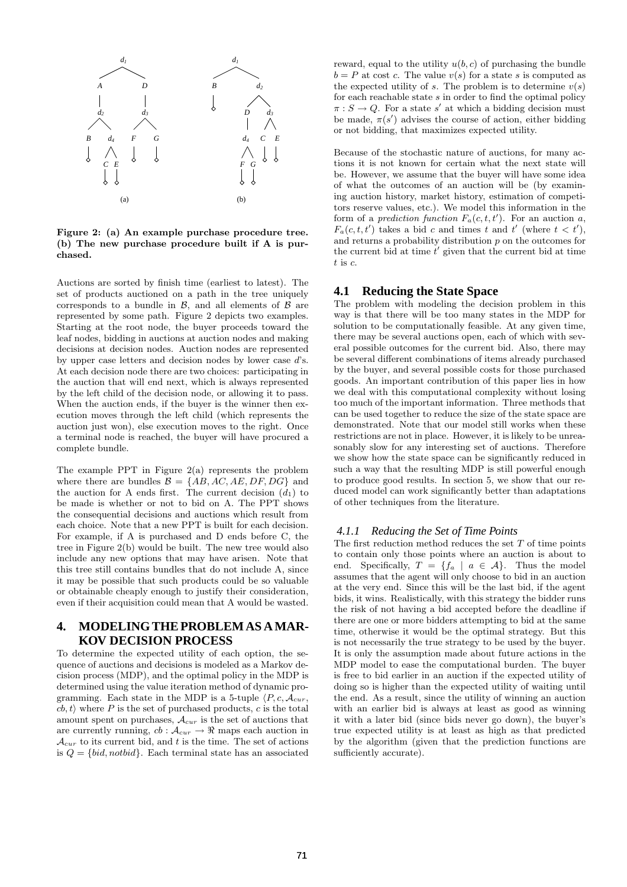**Figure 2: (a) An example purchase procedure tree. (b) The new purchase procedure built if A is purchased.**

Auctions are sorted by finish time (earliest to latest). The set of products auctioned on a path in the tree uniquely corresponds to a bundle in $\mathcal{B}$, and all elements of $\mathcal{B}$ are represented by some path. Figure 2 depicts two examples. Starting at the root node, the buyer proceeds toward the leaf nodes, bidding in auctions at auction nodes and making decisions at decision nodes. Auction nodes are represented by upper case letters and decision nodes by lower case $d$'s. At each decision node there are two choices: participating in the auction that will end next, which is always represented by the left child of the decision node, or allowing it to pass. When the auction ends, if the buyer is the winner then execution moves through the left child (which represents the auction just won), else execution moves to the right. Once a terminal node is reached, the buyer will have procured a complete bundle.

The example PPT in Figure 2(a) represents the problem where there are bundles $\mathcal{B} = \{AB, AC, AE, DF, DG\}$ and the auction for A ends first. The current decision ($d_1$) to be made is whether or not to bid on A. The PPT shows the consequential decisions and auctions which result from each choice. Note that a new PPT is built for each decision. For example, if A is purchased and D ends before C, the tree in Figure 2(b) would be built. The new tree would also include any new options that may have arisen. Note that this tree still contains bundles that do not include A, since it may be possible that such products could be so valuable or obtainable cheaply enough to justify their consideration, even if their acquisition could mean that A would be wasted.

# 4. MODELING THE PROBLEM AS A MARKOV DECISION PROCESS

To determine the expected utility of each option, the sequence of auctions and decisions is modeled as a Markov decision process (MDP), and the optimal policy in the MDP is determined using the value iteration method of dynamic programming. Each state in the MDP is a 5-tuple $\langle P, c, \mathcal{A}_{cur}, cb, t\rangle$ where $P$ is the set of purchased products, $c$ is the total amount spent on purchases, $\mathcal{A}_{cur}$ is the set of auctions that are currently running, $cb : \mathcal{A}_{cur} \rightarrow \Re$ maps each auction in $\mathcal{A}_{cur}$ to its current bid, and $t$ is the time. The set of actions is $Q = \{bid, notbid\}$. Each terminal state has an associated reward, equal to the utility $u(b, c)$ of purchasing the bundle $b = P$ at cost $c$. The value $v(s)$ for a state $s$ is computed as the expected utility of $s$. The problem is to determine $v(s)$ for each reachable state $s$ in order to find the optimal policy $\pi : S \rightarrow Q$. For a state $s'$ at which a bidding decision must be made, $\pi(s')$ advises the course of action, either bidding or not bidding, that maximizes expected utility.

Because of the stochastic nature of auctions, for many actions it is not known for certain what the next state will be. However, we assume that the buyer will have some idea of what the outcomes of an auction will be (by examining auction history, market history, estimation of competitors reserve values, etc.). We model this information in the form of a *prediction function* $F_a(c, t, t')$. For an auction $a$, $F_a(c, t, t')$ takes a bid $c$ and times $t$ and $t'$ (where $t < t'$), and returns a probability distribution $p$ on the outcomes for the current bid at time $t'$ given that the current bid at time $t$ is $c$.

## 4.1 Reducing the State Space

The problem with modeling the decision problem in this way is that there will be too many states in the MDP for solution to be computationally feasible. At any given time, there may be several auctions open, each of which with several possible outcomes for the current bid. Also, there may be several different combinations of items already purchased by the buyer, and several possible costs for those purchased goods. An important contribution of this paper lies in how we deal with this computational complexity without losing too much of the important information. Three methods that can be used together to reduce the size of the state space are demonstrated. Note that our model still works when these restrictions are not in place. However, it is likely to be unreasonably slow for any interesting set of auctions. Therefore we show how the state space can be significantly reduced in such a way that the resulting MDP is still powerful enough to produce good results. In section 5, we show that our reduced model can work significantly better than adaptations of other techniques from the literature.

### 4.1.1 Reducing the Set of Time Points

The first reduction method reduces the set $T$ of time points to contain only those points where an auction is about to end. Specifically, $T = \{f_a \mid a \in \mathcal{A}\}$. Thus the model assumes that the agent will only choose to bid in an auction at the very end. Since this will be the last bid, if the agent bids, it wins. Realistically, with this strategy the bidder runs the risk of not having a bid accepted before the deadline if there are one or more bidders attempting to bid at the same time, otherwise it would be the optimal strategy. But this is not necessarily the true strategy to be used by the buyer. It is only the assumption made about future actions in the MDP model to ease the computational burden. The buyer is free to bid earlier in an auction if the expected utility of doing so is higher than the expected utility of waiting until the end. As a result, since the utility of winning an auction with an earlier bid is always at least as good as winning it with a later bid (since bids never go down), the buyer's true expected utility is at least as high as that predicted by the algorithm (given that the prediction functions are sufficiently accurate).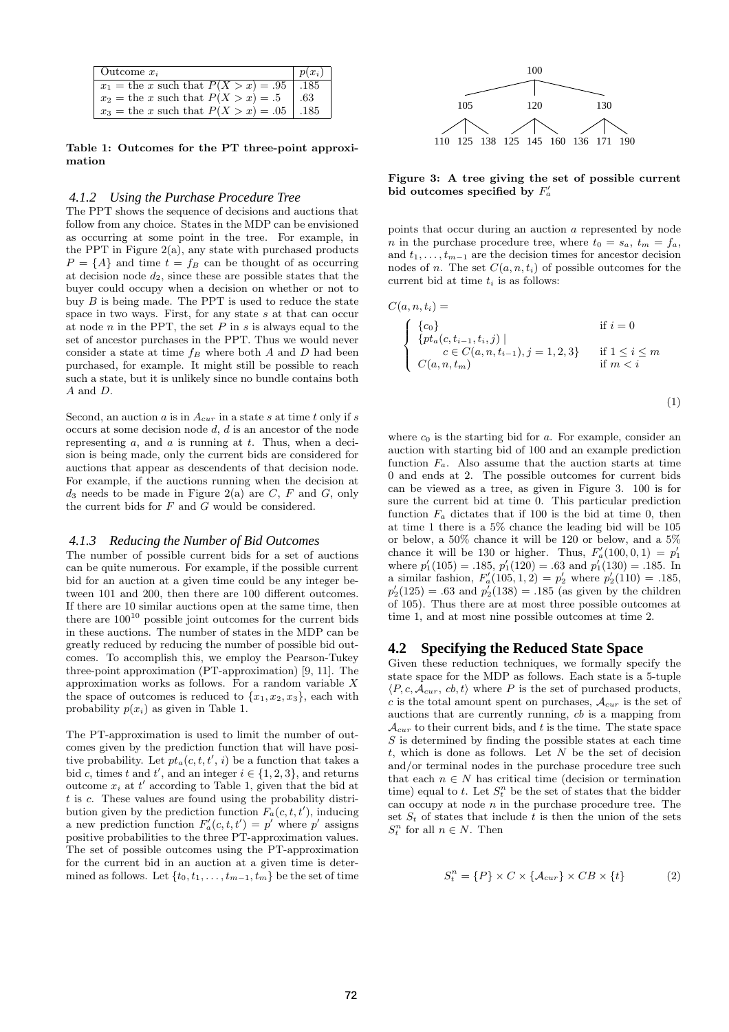| Outcome $x_i$ | $p(x_i)$ |
|---|---|
| $x_1$ = the $x$ such that $P(X > x) = .95$ | .185 |
| $x_2$ = the $x$ such that $P(X > x) = .5$ | .63 |
| $x_3$ = the $x$ such that $P(X > x) = .05$ | .185 |

**Table 1: Outcomes for the PT three-point approximation**

### 4.1.2 Using the Purchase Procedure Tree

The PPT shows the sequence of decisions and auctions that follow from any choice. States in the MDP can be envisioned as occurring at some point in the tree. For example, in the PPT in Figure 2(a), any state with purchased products $P = \{A\}$ and time $t = f_B$ can be thought of as occurring at decision node $d_2$, since these are possible states that the buyer could occupy when a decision on whether or not to buy $B$ is being made. The PPT is used to reduce the state space in two ways. First, for any state $s$ at that can occur at node $n$ in the PPT, the set $P$ in $s$ is always equal to the set of ancestor purchases in the PPT. Thus we would never consider a state at time $f_B$ where both $A$ and $D$ had been purchased, for example. It might still be possible to reach such a state, but it is unlikely since no bundle contains both $A$ and $D$.

Second, an auction $a$ is in $\mathcal{A}_{cur}$ in a state $s$ at time $t$ only if $s$ occurs at some decision node $d$, $d$ is an ancestor of the node representing $a$, and $a$ is running at $t$. Thus, when a decision is being made, only the current bids are considered for auctions that appear as descendents of that decision node. For example, if the auctions running when the decision at $d_3$ needs to be made in Figure 2(a) are $C$, $F$ and $G$, only the current bids for $F$ and $G$ would be considered.

### 4.1.3 Reducing the Number of Bid Outcomes

The number of possible current bids for a set of auctions can be quite numerous. For example, if the possible current bid for an auction at a given time could be any integer between 101 and 200, then there are 100 different outcomes. If there are 10 similar auctions open at the same time, then there are $100^{10}$ possible joint outcomes for the current bids in these auctions. The number of states in the MDP can be greatly reduced by reducing the number of possible bid outcomes. To accomplish this, we employ the Pearson-Tukey three-point approximation (PT-approximation) [9, 11]. The approximation works as follows. For a random variable $X$ the space of outcomes is reduced to $\{x_1, x_2, x_3\}$, each with probability $p(x_i)$ as given in Table 1.

The PT-approximation is used to limit the number of outcomes given by the prediction function that will have positive probability. Let $pt_a(c, t, t', i)$ be a function that takes a bid $c$, times $t$ and $t'$, and an integer $i \in \{1, 2, 3\}$, and returns outcome $x_i$ at $t'$ according to Table 1, given that the bid at $t$ is $c$. These values are found using the probability distribution given by the prediction function $F_a(c, t, t')$, inducing a new prediction function $F'_a(c, t, t') = p'$ where $p'$ assigns positive probabilities to the three PT-approximation values. The set of possible outcomes using the PT-approximation for the current bid in an auction at a given time is determined as follows. Let $\{t_0, t_1, \ldots, t_{m-1}, t_m\}$ be the set of time points that occur during an auction $a$ represented by node $n$ in the purchase procedure tree, where $t_0 = s_a$, $t_m = f_a$, and $t_1, \ldots, t_{m-1}$ are the decision times for ancestor decision nodes of $n$. The set $C(a, n, t_i)$ of possible outcomes for the current bid at time $t_i$ is as follows:

$$C(a, n, t_i) = \begin{cases} \{c_0\} & \text{if } i = 0 \\ \{pt_a(c, t_{i-1}, t_i, j) \mid & \\ \quad c \in C(a, n, t_{i-1}), j = 1, 2, 3\} & \text{if } 1 \leq i \leq m \\ C(a, n, t_m) & \text{if } m < i \end{cases} \tag{1}$$

where $c_0$ is the starting bid for $a$. For example, consider an auction with starting bid of 100 and an example prediction function $F_a$. Also assume that the auction starts at time 0 and ends at 2. The possible outcomes for current bids can be viewed as a tree, as given in Figure 3. 100 is for sure the current bid at time 0. This particular prediction function $F_a$ dictates that if 100 is the bid at time 0, then at time 1 there is a 5% chance the leading bid will be 105 or below, a 50% chance it will be 120 or below, and a 5% chance it will be 130 or higher. Thus, $F'_a(100, 0, 1) = p'_1$ where $p'_1(105) = .185$, $p'_1(120) = .63$ and $p'_1(130) = .185$. In a similar fashion, $F'_a(105, 1, 2) = p'_2$ where $p'_2(110) = .185$, $p'_2(125) = .63$ and $p'_2(138) = .185$ (as given by the children of 105). Thus there are at most three possible outcomes at time 1, and at most nine possible outcomes at time 2.

```
                 100
        /         |          \
     105         120          130
   /  |  \     /  |  \      /  |  \
 110 125 138 125 145 160  136 171 190
```

**Figure 3: A tree giving the set of possible current bid outcomes specified by $F'_a$**

## 4.2 Specifying the Reduced State Space

Given these reduction techniques, we formally specify the state space for the MDP as follows. Each state is a 5-tuple $\langle P, c, \mathcal{A}_{cur}, cb, t \rangle$ where $P$ is the set of purchased products, $c$ is the total amount spent on purchases, $\mathcal{A}_{cur}$ is the set of auctions that are currently running, $cb$ is a mapping from $\mathcal{A}_{cur}$ to their current bids, and $t$ is the time. The state space $S$ is determined by finding the possible states at each time $t$, which is done as follows. Let $N$ be the set of decision and/or terminal nodes in the purchase procedure tree such that each $n \in N$ has critical time (decision or termination time) equal to $t$. Let $S^n_t$ be the set of states that the bidder can occupy at node $n$ in the purchase procedure tree. The set $S_t$ of states that include $t$ is then the union of the sets $S^n_t$ for all $n \in N$. Then

$$S^n_t = \{P\} \times C \times \{\mathcal{A}_{cur}\} \times CB \times \{t\} \tag{2}$$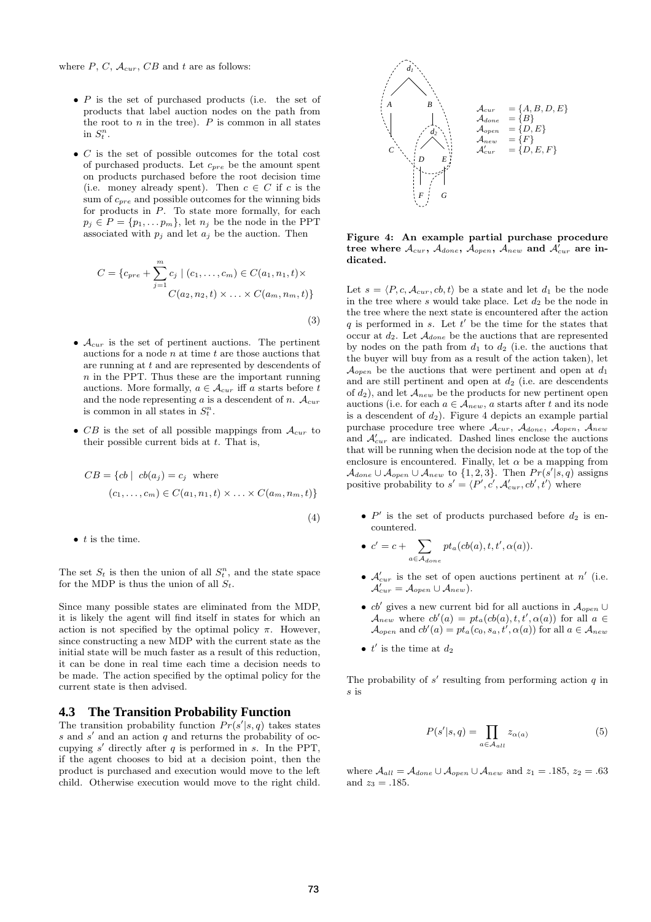where $P$, $C$, $\mathcal{A}_{cur}$, $CB$ and $t$ are as follows:

- $P$ is the set of purchased products (i.e. the set of products that label auction nodes on the path from the root to $n$ in the tree). $P$ is common in all states in $S_t^n$.
- $C$ is the set of possible outcomes for the total cost of purchased products. Let $c_{pre}$ be the amount spent on products purchased before the root decision time (i.e. money already spent). Then $c \in C$ if $c$ is the sum of $c_{pre}$ and possible outcomes for the winning bids for products in $P$. To state more formally, for each $p_j \in P = \{p_1, \ldots p_m\}$, let $n_j$ be the node in the PPT associated with $p_j$ and let $a_j$ be the auction. Then

$$C = \{c_{pre} + \sum_{j=1}^{m} c_j \mid (c_1, \ldots, c_m) \in C(a_1, n_1, t) \times C(a_2, n_2, t) \times \ldots \times C(a_m, n_m, t)\} \tag{3}$$

- $\mathcal{A}_{cur}$ is the set of pertinent auctions. The pertinent auctions for a node $n$ at time $t$ are those auctions that are running at $t$ and are represented by descendents of $n$ in the PPT. Thus these are the important running auctions. More formally, $a \in \mathcal{A}_{cur}$ iff $a$ starts before $t$ and the node representing $a$ is a descendent of $n$. $\mathcal{A}_{cur}$ is common in all states in $S_t^n$.
- $CB$ is the set of all possible mappings from $\mathcal{A}_{cur}$ to their possible current bids at $t$. That is,

$$CB = \{cb \mid cb(a_j) = c_j \text{ where } (c_1, \ldots, c_m) \in C(a_1, n_1, t) \times \ldots C(a_m, n_m, t)\} \tag{4}$$

- $t$ is the time.

The set $S_t$ is then the union of all $S_t^n$, and the state space for the MDP is thus the union of all $S_t$.

Since many possible states are eliminated from the MDP, it is likely the agent will find itself in states for which an action is not specified by the optimal policy $\pi$. However, since constructing a new MDP with the current state as the initial state will be much faster as a result of this reduction, it can be done in real time each time a decision needs to be made. The action specified by the optimal policy for the current state is then advised.

### 4.3 The Transition Probability Function

The transition probability function $Pr(s'|s, q)$ takes states $s$ and $s'$ and an action $q$ and returns the probability of occupying $s'$ directly after $q$ is performed in $s$. In the PPT, if the agent chooses to bid at a decision point, then the product is purchased and execution would move to the left child. Otherwise execution would move to the right child.

$\mathcal{A}_{cur} = \{A, B, D, E\}$
$\mathcal{A}_{done} = \{B\}$
$\mathcal{A}_{open} = \{D, E\}$
$\mathcal{A}_{new} = \{F\}$
$\mathcal{A}'_{cur} = \{D, E, F\}$

**Figure 4: An example partial purchase procedure tree where $\mathcal{A}_{cur}$, $\mathcal{A}_{done}$, $\mathcal{A}_{open}$, $\mathcal{A}_{new}$ and $\mathcal{A}'_{cur}$ are indicated.**

Let $s = \langle P, c, \mathcal{A}_{cur}, cb, t\rangle$ be a state and let $d_1$ be the node in the tree where $s$ would take place. Let $d_2$ be the node in the tree where the next state is encountered after the action $q$ is performed in $s$. Let $t'$ be the time for the states that occur at $d_2$. Let $\mathcal{A}_{done}$ be the auctions that are represented by nodes on the path from $d_1$ to $d_2$ (i.e. the auctions that the buyer will buy from as a result of the action taken), let $\mathcal{A}_{open}$ be the auctions that were pertinent and open at $d_1$ and are still pertinent and open at $d_2$ (i.e. are descendents of $d_2$), and let $\mathcal{A}_{new}$ be the products for new pertinent open auctions (i.e. for each $a \in \mathcal{A}_{new}$, $a$ starts after $t$ and its node is a descendent of $d_2$). Figure 4 depicts an example partial purchase procedure tree where $\mathcal{A}_{cur}$, $\mathcal{A}_{done}$, $\mathcal{A}_{open}$, $\mathcal{A}_{new}$ and $\mathcal{A}'_{cur}$ are indicated. Dashed lines enclose the auctions that will be running when the decision node at the top of the enclosure is encountered. Finally, let $\alpha$ be a mapping from $\mathcal{A}_{done} \cup \mathcal{A}_{open} \cup \mathcal{A}_{new}$ to $\{1, 2, 3\}$. Then $Pr(s'|s, q)$ assigns positive probability to $s' = \langle P', c', \mathcal{A}'_{cur}, cb', t'\rangle$ where

- $P'$ is the set of products purchased before $d_2$ is encountered.
- $c' = c + \sum_{a \in \mathcal{A}_{done}} pt_a(cb(a), t, t', \alpha(a))$.
- $\mathcal{A}'_{cur}$ is the set of open auctions pertinent at $n'$ (i.e. $\mathcal{A}'_{cur} = \mathcal{A}_{open} \cup \mathcal{A}_{new}$).
- $cb'$ gives a new current bid for all auctions in $\mathcal{A}_{open} \cup \mathcal{A}_{new}$ where $cb'(a) = pt_a(cb(a), t, t', \alpha(a))$ for all $a \in \mathcal{A}_{open}$ and $cb'(a) = pt_a(c_0, s_a, t', \alpha(a))$ for all $a \in \mathcal{A}_{new}$
- $t'$ is the time at $d_2$

The probability of $s'$ resulting from performing action $q$ in $s$ is

$$P(s'|s, q) = \prod_{a \in \mathcal{A}_{all}} z_{\alpha(a)} \tag{5}$$

where $\mathcal{A}_{all} = \mathcal{A}_{done} \cup \mathcal{A}_{open} \cup \mathcal{A}_{new}$ and $z_1 = .185$, $z_2 = .63$ and $z_3 = .185$.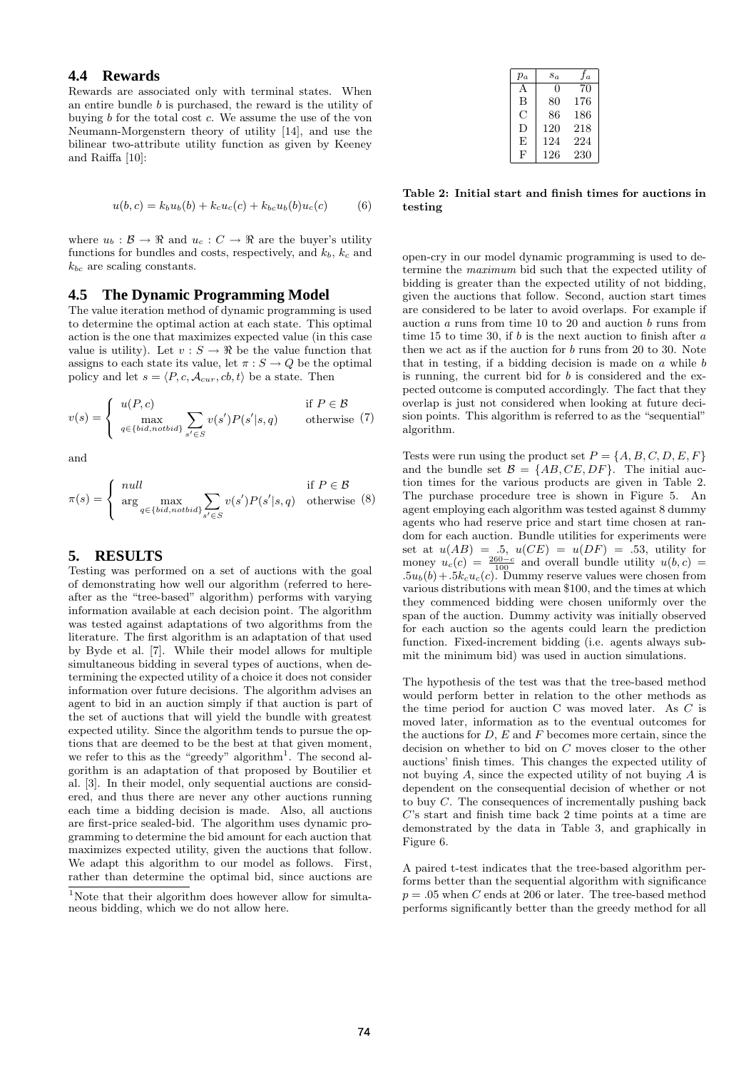### 4.4 Rewards

Rewards are associated only with terminal states. When an entire bundle $b$ is purchased, the reward is the utility of buying $b$ for the total cost $c$. We assume the use of the von Neumann-Morgenstern theory of utility [14], and use the bilinear two-attribute utility function as given by Keeney and Raiffa [10]:

$$u(b,c) = k_b u_b(b) + k_c u_c(c) + k_{bc} u_b(b) u_c(c) \tag{6}$$

where $u_b : \mathcal{B} \rightarrow \Re$ and $u_c : C \rightarrow \Re$ are the buyer's utility functions for bundles and costs, respectively, and $k_b$, $k_c$ and $k_{bc}$ are scaling constants.

### 4.5 The Dynamic Programming Model

The value iteration method of dynamic programming is used to determine the optimal action at each state. This optimal action is the one that maximizes expected value (in this case value is utility). Let $v : S \rightarrow \Re$ be the value function that assigns to each state its value, let $\pi : S \rightarrow Q$ be the optimal policy and let $s = \langle P, c, \mathcal{A}_{cur}, cb, t \rangle$ be a state. Then

$$v(s) = \begin{cases} u(P,c) & \text{if } P \in \mathcal{B} \\ \max\limits_{q \in \{bid, notbid\}} \sum\limits_{s' \in S} v(s') P(s'|s,q) & \text{otherwise} \end{cases} \tag{7}$$

and

$$\pi(s) = \begin{cases} null & \text{if } P \in \mathcal{B} \\ \arg \max\limits_{q \in \{bid, notbid\}} \sum\limits_{s' \in S} v(s') P(s'|s,q) & \text{otherwise} \end{cases} \tag{8}$$

## 5. RESULTS

Testing was performed on a set of auctions with the goal of demonstrating how well our algorithm (referred to hereafter as the "tree-based" algorithm) performs with varying information available at each decision point. The algorithm was tested against adaptations of two algorithms from the literature. The first algorithm is an adaptation of that used by Byde et al. [7]. While their model allows for multiple simultaneous bidding in several types of auctions, when determining the expected utility of a choice it does not consider information over future decisions. The algorithm advises an agent to bid in an auction simply if that auction is part of the set of auctions that will yield the bundle with greatest expected utility. Since the algorithm tends to pursue the options that are deemed to be the best at that given moment, we refer to this as the "greedy" algorithm[1]. The second algorithm is an adaptation of that proposed by Boutilier et al. [3]. In their model, only sequential auctions are considered, and thus there are never any other auctions running each time a bidding decision is made. Also, all auctions are first-price sealed-bid. The algorithm uses dynamic programming to determine the bid amount for each auction that maximizes expected utility, given the auctions that follow. We adapt this algorithm to our model as follows. First, rather than determine the optimal bid, since auctions are open-cry in our model dynamic programming is used to determine the *maximum* bid such that the expected utility of bidding is greater than the expected utility of not bidding, given the auctions that follow. Second, auction start times are considered to be later to avoid overlaps. For example if auction $a$ runs from time 10 to 20 and auction $b$ runs from time 15 to time 30, if $b$ is the next auction to finish after $a$ then we act as if the auction for $b$ runs from 20 to 30. Note that in testing, if a bidding decision is made on $a$ while $b$ is running, the current bid for $b$ is considered and the expected outcome is computed accordingly. The fact that they overlap is just not considered when looking at future decision points. This algorithm is referred to as the "sequential" algorithm.

[1]Note that their algorithm does however allow for simultaneous bidding, which we do not allow here.

| $p_a$ | $s_a$ | $f_a$ |
|---|---|---|
| A | 0 | 70 |
| B | 80 | 176 |
| C | 86 | 186 |
| D | 120 | 218 |
| E | 124 | 224 |
| F | 126 | 230 |

**Table 2: Initial start and finish times for auctions in testing**

Tests were run using the product set $P = \{A, B, C, D, E, F\}$ and the bundle set $\mathcal{B} = \{AB, CE, DF\}$. The initial auction times for the various products are given in Table 2. The purchase procedure tree is shown in Figure 5. An agent employing each algorithm was tested against 8 dummy agents who had reserve price and start time chosen at random for each auction. Bundle utilities for experiments were set at $u(AB) = .5$, $u(CE) = u(DF) = .53$, utility for money $u_c(c) = \frac{260-c}{100}$ and overall bundle utility $u(b,c) = .5u_b(b) + .5k_c u_c(c)$. Dummy reserve values were chosen from various distributions with mean \$100, and the times at which they commenced bidding were chosen uniformly over the span of the auction. Dummy activity was initially observed for each auction so the agents could learn the prediction function. Fixed-increment bidding (i.e. agents always submit the minimum bid) was used in auction simulations.

The hypothesis of the test was that the tree-based method would perform better in relation to the other methods as the time period for auction C was moved later. As $C$ is moved later, information as to the eventual outcomes for the auctions for $D$, $E$ and $F$ becomes more certain, since the decision on whether to bid on $C$ moves closer to the other auctions' finish times. This changes the expected utility of not buying $A$, since the expected utility of not buying $A$ is dependent on the consequential decision of whether or not to buy $C$. The consequences of incrementally pushing back $C$'s start and finish time back 2 time points at a time are demonstrated by the data in Table 3, and graphically in Figure 6.

A paired t-test indicates that the tree-based algorithm performs better than the sequential algorithm with significance $p = .05$ when $C$ ends at 206 or later. The tree-based method performs significantly better than the greedy method for all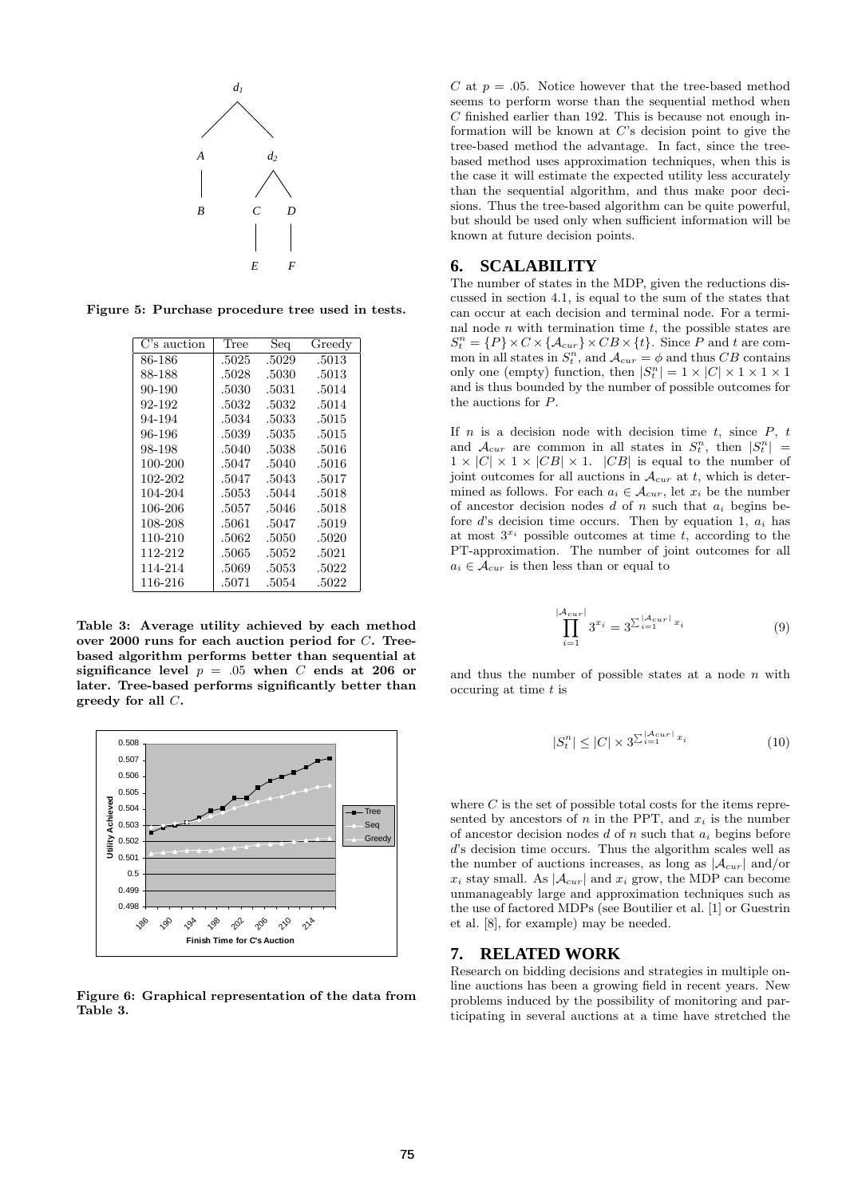Figure 5: Purchase procedure tree used in tests.

| C's auction | Tree | Seq | Greedy |
|---|---|---|---|
| 86-186 | .5025 | .5029 | .5013 |
| 88-188 | .5028 | .5030 | .5013 |
| 90-190 | .5030 | .5031 | .5014 |
| 92-192 | .5032 | .5032 | .5014 |
| 94-194 | .5034 | .5033 | .5015 |
| 96-196 | .5039 | .5035 | .5015 |
| 98-198 | .5040 | .5038 | .5016 |
| 100-200 | .5047 | .5040 | .5016 |
| 102-202 | .5047 | .5043 | .5017 |
| 104-204 | .5053 | .5044 | .5018 |
| 106-206 | .5057 | .5046 | .5018 |
| 108-208 | .5061 | .5047 | .5019 |
| 110-210 | .5062 | .5050 | .5020 |
| 112-212 | .5065 | .5052 | .5021 |
| 114-214 | .5069 | .5053 | .5022 |
| 116-216 | .5071 | .5054 | .5022 |

**Table 3: Average utility achieved by each method over 2000 runs for each auction period for $C$. Tree-based algorithm performs better than sequential at significance level $p = .05$ when $C$ ends at 206 or later. Tree-based performs significantly better than greedy for all $C$.**

**Figure 6: Graphical representation of the data from Table 3.**

$C$ at $p = .05$. Notice however that the tree-based method seems to perform worse than the sequential method when $C$ finished earlier than 192. This is because not enough information will be known at $C$'s decision point to give the tree-based method the advantage. In fact, since the tree-based method uses approximation techniques, when this is the case it will estimate the expected utility less accurately than the sequential algorithm, and thus make poor decisions. Thus the tree-based algorithm can be quite powerful, but should be used only when sufficient information will be known at future decision points.

# 6. SCALABILITY

The number of states in the MDP, given the reductions discussed in section 4.1, is equal to the sum of the states that can occur at each decision and terminal node. For a terminal node $n$ with termination time $t$, the possible states are $S_t^n = \{P\} \times C \times \{\mathcal{A}_{cur}\} \times CB \times \{t\}$. Since $P$ and $t$ are common in all states in $S_t^n$, and $\mathcal{A}_{cur} = \phi$ and thus $CB$ contains only one (empty) function, then $|S_t^n| = 1 \times |C| \times 1 \times 1 \times 1$ and is thus bounded by the number of possible outcomes for the auctions for $P$.

If $n$ is a decision node with decision time $t$, since $P$, $t$ and $\mathcal{A}_{cur}$ are common in all states in $S_t^n$, then $|S_t^n| = 1 \times |C| \times 1 \times |CB| \times 1$. $|CB|$ is equal to the number of joint outcomes for all auctions in $\mathcal{A}_{cur}$ at $t$, which is determined as follows. For each $a_i \in \mathcal{A}_{cur}$, let $x_i$ be the number of ancestor decision nodes $d$ of $n$ such that $a_i$ begins before $d$'s decision time occurs. Then by equation 1, $a_i$ has at most $3^{x_i}$ possible outcomes at time $t$, according to the PT-approximation. The number of joint outcomes for all $a_i \in \mathcal{A}_{cur}$ is then less than or equal to

$$\prod_{i=1}^{|\mathcal{A}_{cur}|} 3^{x_i} = 3^{\sum_{i=1}^{|\mathcal{A}_{cur}|} x_i} \tag{9}$$

and thus the number of possible states at a node $n$ with occuring at time $t$ is

$$|S_t^n| \leq |C| \times 3^{\sum_{i=1}^{|\mathcal{A}_{cur}|} x_i} \tag{10}$$

where $C$ is the set of possible total costs for the items represented by ancestors of $n$ in the PPT, and $x_i$ is the number of ancestor decision nodes $d$ of $n$ such that $a_i$ begins before $d$'s decision time occurs. Thus the algorithm scales well as the number of auctions increases, as long as $|\mathcal{A}_{cur}|$ and/or $x_i$ stay small. As $|\mathcal{A}_{cur}|$ and $x_i$ grow, the MDP can become unmanageably large and approximation techniques such as the use of factored MDPs (see Boutilier et al. [1] or Guestrin et al. [8], for example) may be needed.

# 7. RELATED WORK

Research on bidding decisions and strategies in multiple online auctions has been a growing field in recent years. New problems induced by the possibility of monitoring and participating in several auctions at a time have stretched the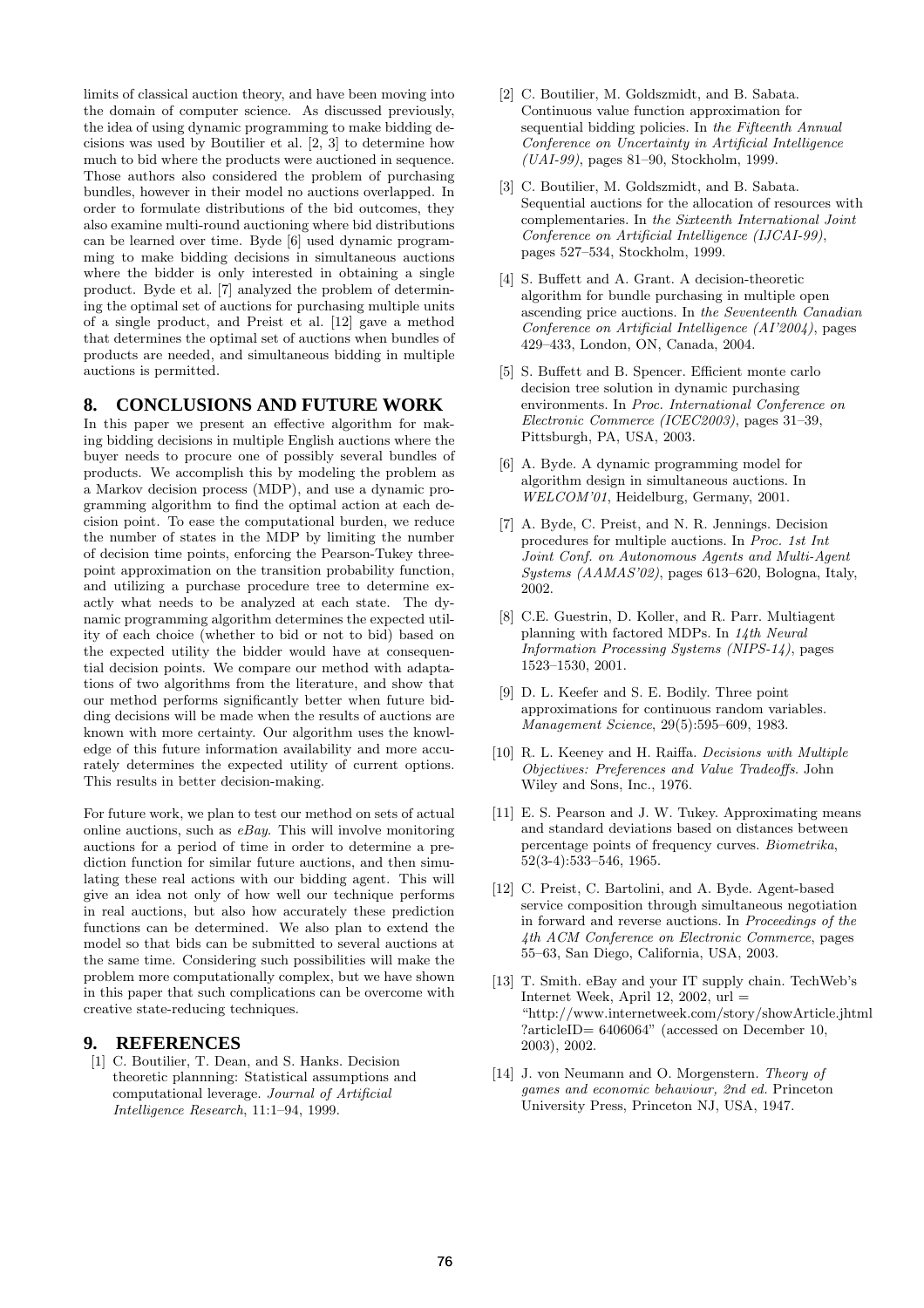limits of classical auction theory, and have been moving into the domain of computer science. As discussed previously, the idea of using dynamic programming to make bidding decisions was used by Boutilier et al. [2, 3] to determine how much to bid where the products were auctioned in sequence. Those authors also considered the problem of purchasing bundles, however in their model no auctions overlapped. In order to formulate distributions of the bid outcomes, they also examine multi-round auctioning where bid distributions can be learned over time. Byde [6] used dynamic programming to make bidding decisions in simultaneous auctions where the bidder is only interested in obtaining a single product. Byde et al. [7] analyzed the problem of determining the optimal set of auctions for purchasing multiple units of a single product, and Preist et al. [12] gave a method that determines the optimal set of auctions when bundles of products are needed, and simultaneous bidding in multiple auctions is permitted.

# 8. CONCLUSIONS AND FUTURE WORK

In this paper we present an effective algorithm for making bidding decisions in multiple English auctions where the buyer needs to procure one of possibly several bundles of products. We accomplish this by modeling the problem as a Markov decision process (MDP), and use a dynamic programming algorithm to find the optimal action at each decision point. To ease the computational burden, we reduce the number of states in the MDP by limiting the number of decision time points, enforcing the Pearson-Tukey three-point approximation on the transition probability function, and utilizing a purchase procedure tree to determine exactly what needs to be analyzed at each state. The dynamic programming algorithm determines the expected utility of each choice (whether to bid or not to bid) based on the expected utility the bidder would have at consequential decision points. We compare our method with adaptations of two algorithms from the literature, and show that our method performs significantly better when future bidding decisions will be made when the results of auctions are known with more certainty. Our algorithm uses the knowledge of this future information availability and more accurately determines the expected utility of current options. This results in better decision-making.

For future work, we plan to test our method on sets of actual online auctions, such as *eBay*. This will involve monitoring auctions for a period of time in order to determine a prediction function for similar future auctions, and then simulating these real actions with our bidding agent. This will give an idea not only of how well our technique performs in real auctions, but also how accurately these prediction functions can be determined. We also plan to extend the model so that bids can be submitted to several auctions at the same time. Considering such possibilities will make the problem more computationally complex, but we have shown in this paper that such complications can be overcome with creative state-reducing techniques.

# 9. REFERENCES

[1] C. Boutilier, T. Dean, and S. Hanks. Decision theoretic plannning: Statistical assumptions and computational leverage. *Journal of Artificial Intelligence Research*, 11:1–94, 1999.

[2] C. Boutilier, M. Goldszmidt, and B. Sabata. Continuous value function approximation for sequential bidding policies. In *the Fifteenth Annual Conference on Uncertainty in Artificial Intelligence (UAI-99)*, pages 81–90, Stockholm, 1999.

[3] C. Boutilier, M. Goldszmidt, and B. Sabata. Sequential auctions for the allocation of resources with complementaries. In *the Sixteenth International Joint Conference on Artificial Intelligence (IJCAI-99)*, pages 527–534, Stockholm, 1999.

[4] S. Buffett and A. Grant. A decision-theoretic algorithm for bundle purchasing in multiple open ascending price auctions. In *the Seventeenth Canadian Conference on Artificial Intelligence (AI'2004)*, pages 429–433, London, ON, Canada, 2004.

[5] S. Buffett and B. Spencer. Efficient monte carlo decision tree solution in dynamic purchasing environments. In *Proc. International Conference on Electronic Commerce (ICEC2003)*, pages 31–39, Pittsburgh, PA, USA, 2003.

[6] A. Byde. A dynamic programming model for algorithm design in simultaneous auctions. In *WELCOM'01*, Heidelburg, Germany, 2001.

[7] A. Byde, C. Preist, and N. R. Jennings. Decision procedures for multiple auctions. In *Proc. 1st Int Joint Conf. on Autonomous Agents and Multi-Agent Systems (AAMAS'02)*, pages 613–620, Bologna, Italy, 2002.

[8] C.E. Guestrin, D. Koller, and R. Parr. Multiagent planning with factored MDPs. In *14th Neural Information Processing Systems (NIPS-14)*, pages 1523–1530, 2001.

[9] D. L. Keefer and S. E. Bodily. Three point approximations for continuous random variables. *Management Science*, 29(5):595–609, 1983.

[10] R. L. Keeney and H. Raiffa. *Decisions with Multiple Objectives: Preferences and Value Tradeoffs*. John Wiley and Sons, Inc., 1976.

[11] E. S. Pearson and J. W. Tukey. Approximating means and standard deviations based on distances between percentage points of frequency curves. *Biometrika*, 52(3-4):533–546, 1965.

[12] C. Preist, C. Bartolini, and A. Byde. Agent-based service composition through simultaneous negotiation in forward and reverse auctions. In *Proceedings of the 4th ACM Conference on Electronic Commerce*, pages 55–63, San Diego, California, USA, 2003.

[13] T. Smith. eBay and your IT supply chain. TechWeb's Internet Week, April 12, 2002, url = "http://www.internetweek.com/story/showArticle.jhtml ?articleID= 6406064" (accessed on December 10, 2003), 2002.

[14] J. von Neumann and O. Morgenstern. *Theory of games and economic behaviour, 2nd ed.* Princeton University Press, Princeton NJ, USA, 1947.